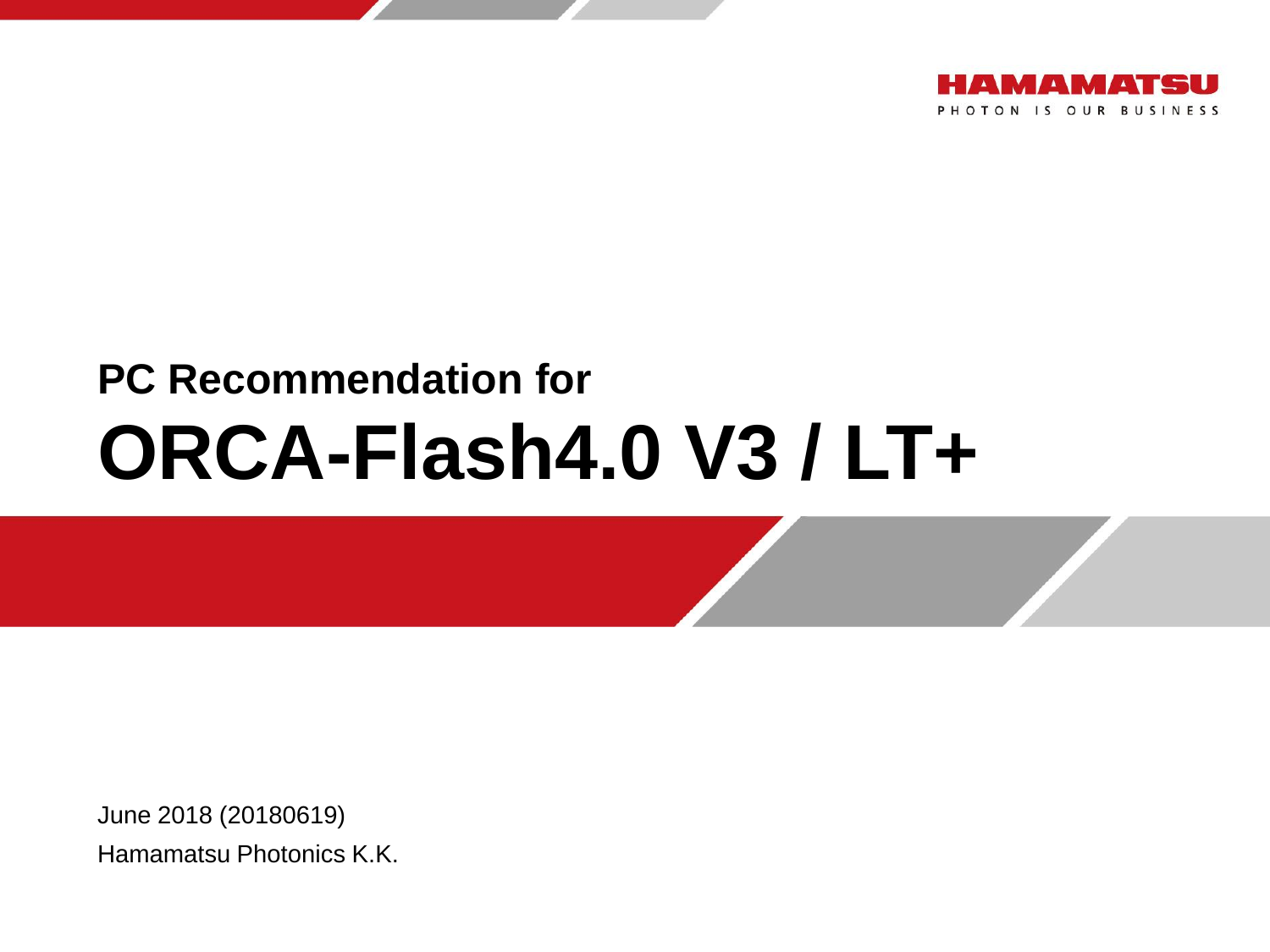HAMAMATSU

PHOTON IS OUR BUSINESS

## PC Recommendation for

# ORCA-Flash4.0 V3 / LT+

June 2018 (20180619)

Hamamatsu Photonics K.K.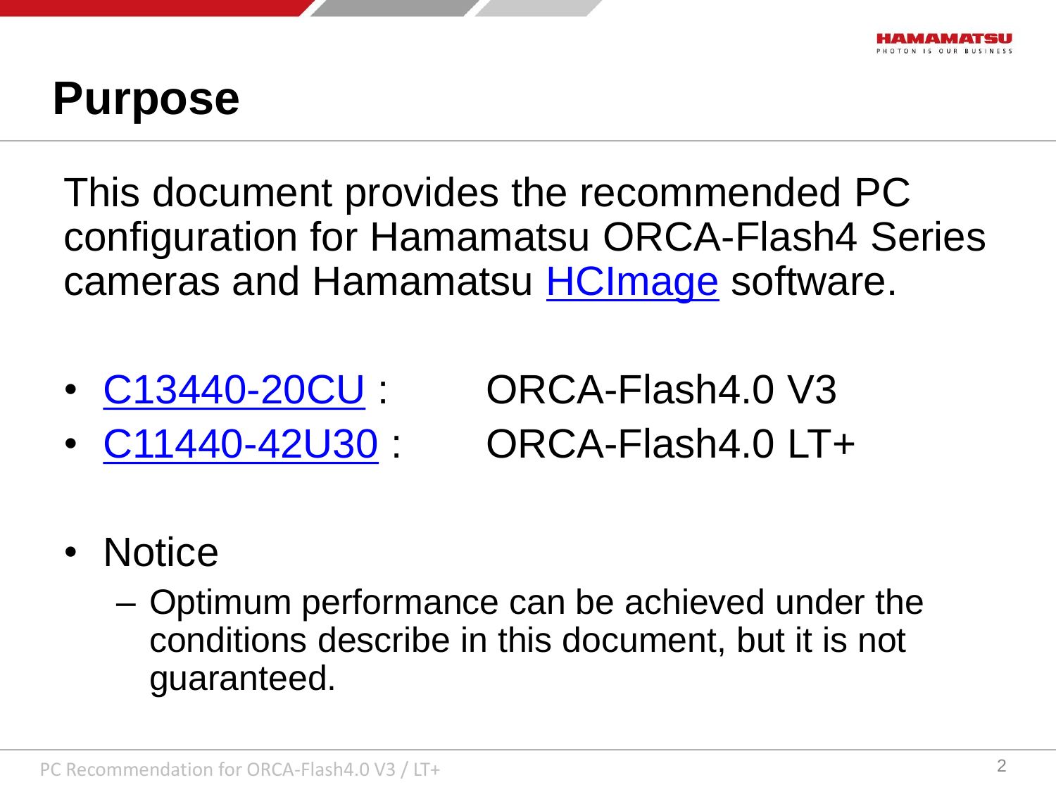# Purpose

This document provides the recommended PC configuration for Hamamatsu ORCA-Flash4 Series cameras and Hamamatsu HCImage software.

- C13440-20CU : ORCA-Flash4.0 V3
- C11440-42U30 : ORCA-Flash4.0 LT+

- Notice
  - Optimum performance can be achieved under the conditions describe in this document, but it is not guaranteed.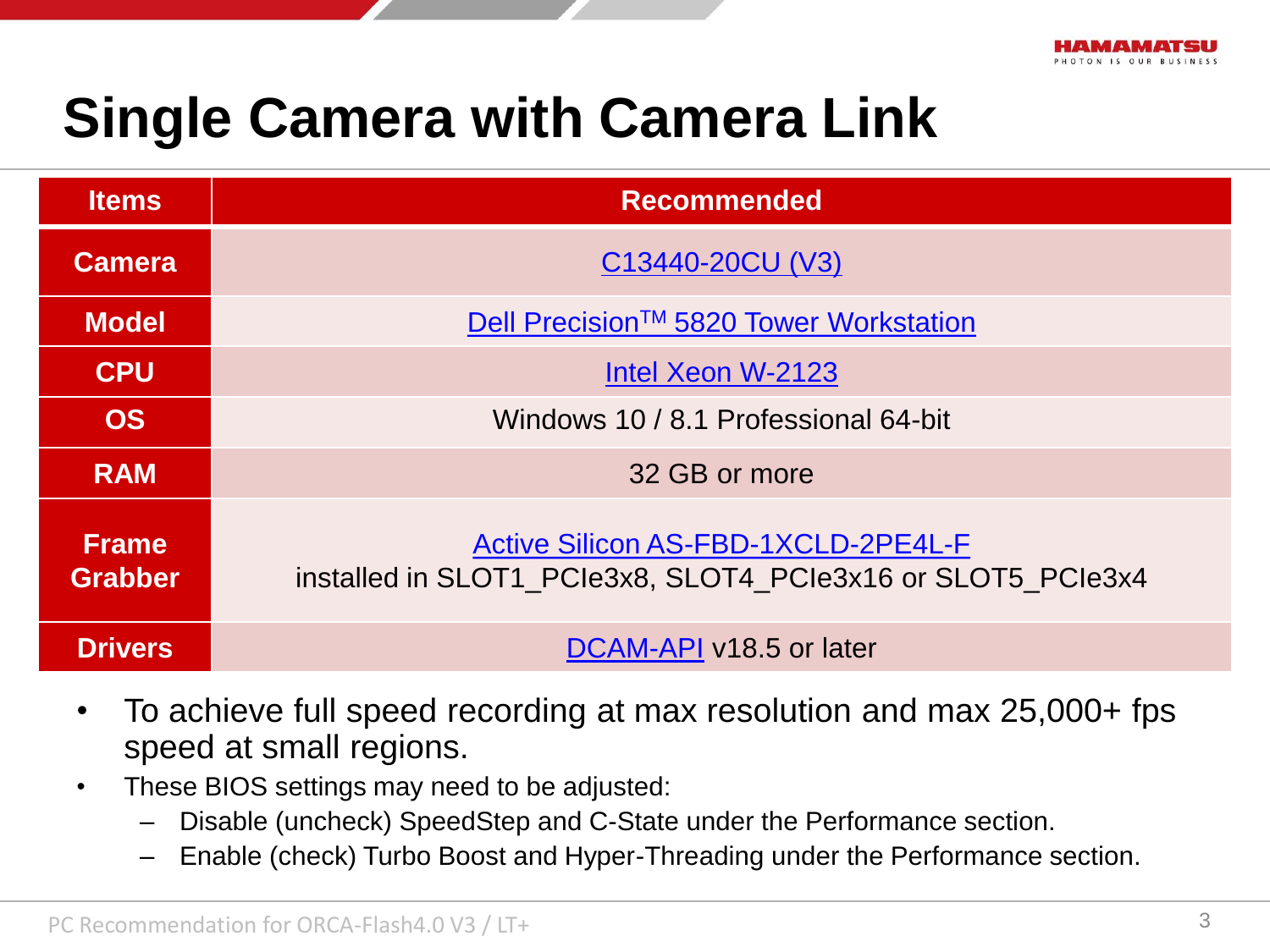# Single Camera with Camera Link

| Items | Recommended |
|---|---|
| Camera | C13440-20CU (V3) |
| Model | Dell Precision™ 5820 Tower Workstation |
| CPU | Intel Xeon W-2123 |
| OS | Windows 10 / 8.1 Professional 64-bit |
| RAM | 32 GB or more |
| Frame Grabber | Active Silicon AS-FBD-1XCLD-2PE4L-F installed in SLOT1_PCIe3x8, SLOT4_PCIe3x16 or SLOT5_PCIe3x4 |
| Drivers | DCAM-API v18.5 or later |

- To achieve full speed recording at max resolution and max 25,000+ fps speed at small regions.
- These BIOS settings may need to be adjusted:
  - Disable (uncheck) SpeedStep and C-State under the Performance section.
  - Enable (check) Turbo Boost and Hyper-Threading under the Performance section.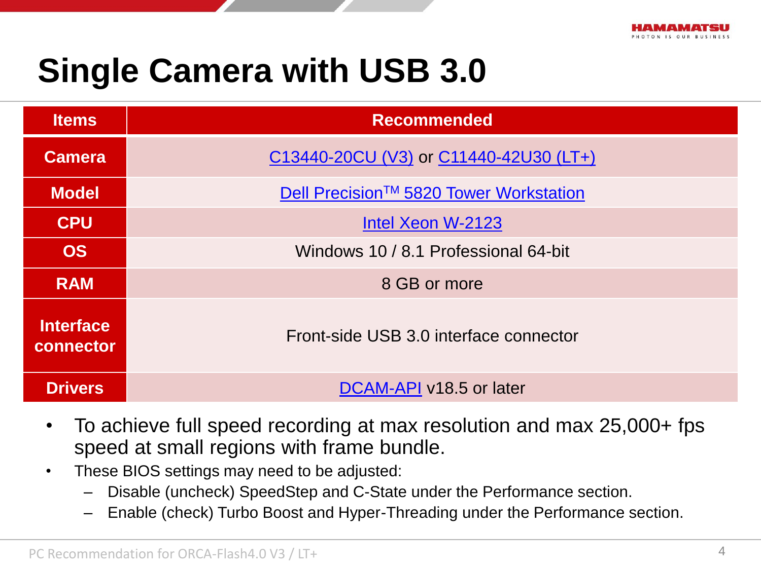# Single Camera with USB 3.0

| Items | Recommended |
|---|---|
| Camera | C13440-20CU (V3) or C11440-42U30 (LT+) |
| Model | Dell Precision™ 5820 Tower Workstation |
| CPU | Intel Xeon W-2123 |
| OS | Windows 10 / 8.1 Professional 64-bit |
| RAM | 8 GB or more |
| Interface connector | Front-side USB 3.0 interface connector |
| Drivers | DCAM-API v18.5 or later |

- To achieve full speed recording at max resolution and max 25,000+ fps speed at small regions with frame bundle.
- These BIOS settings may need to be adjusted:
  - Disable (uncheck) SpeedStep and C-State under the Performance section.
  - Enable (check) Turbo Boost and Hyper-Threading under the Performance section.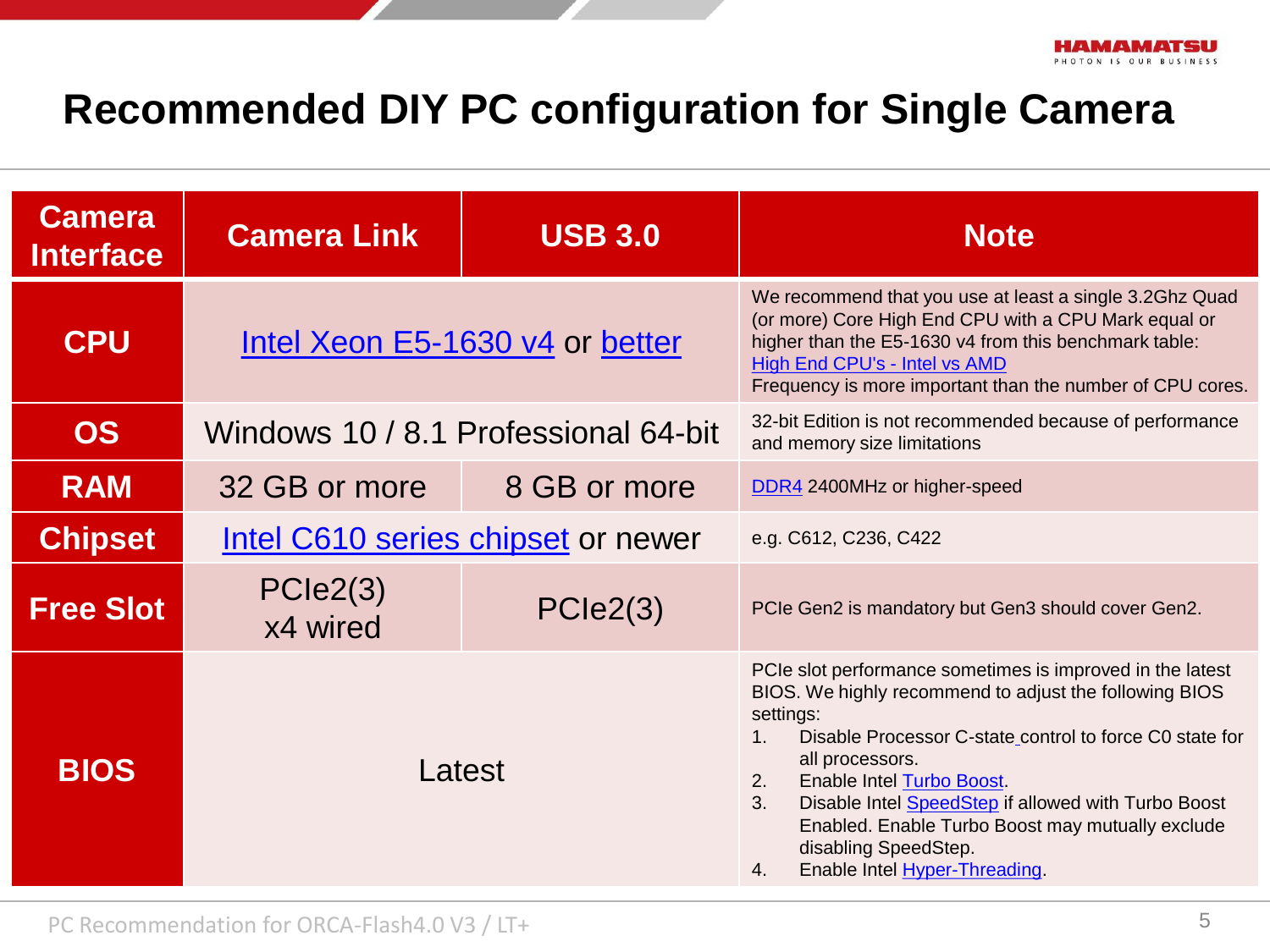# Recommended DIY PC configuration for Single Camera

| Camera Interface | Camera Link | USB 3.0 | Note |
|---|---|---|---|
| CPU | Intel Xeon E5-1630 v4 or better | | We recommend that you use at least a single 3.2Ghz Quad (or more) Core High End CPU with a CPU Mark equal or higher than the E5-1630 v4 from this benchmark table: High End CPU's - Intel vs AMD<br>Frequency is more important than the number of CPU cores. |
| OS | Windows 10 / 8.1 Professional 64-bit | | 32-bit Edition is not recommended because of performance and memory size limitations |
| RAM | 32 GB or more | 8 GB or more | DDR4 2400MHz or higher-speed |
| Chipset | Intel C610 series chipset or newer | | e.g. C612, C236, C422 |
| Free Slot | PCIe2(3) x4 wired | PCIe2(3) | PCIe Gen2 is mandatory but Gen3 should cover Gen2. |
| BIOS | Latest | | PCIe slot performance sometimes is improved in the latest BIOS. We highly recommend to adjust the following BIOS settings:<br>1. Disable Processor C-state control to force C0 state for all processors.<br>2. Enable Intel Turbo Boost.<br>3. Disable Intel SpeedStep if allowed with Turbo Boost Enabled. Enable Turbo Boost may mutually exclude disabling SpeedStep.<br>4. Enable Intel Hyper-Threading. |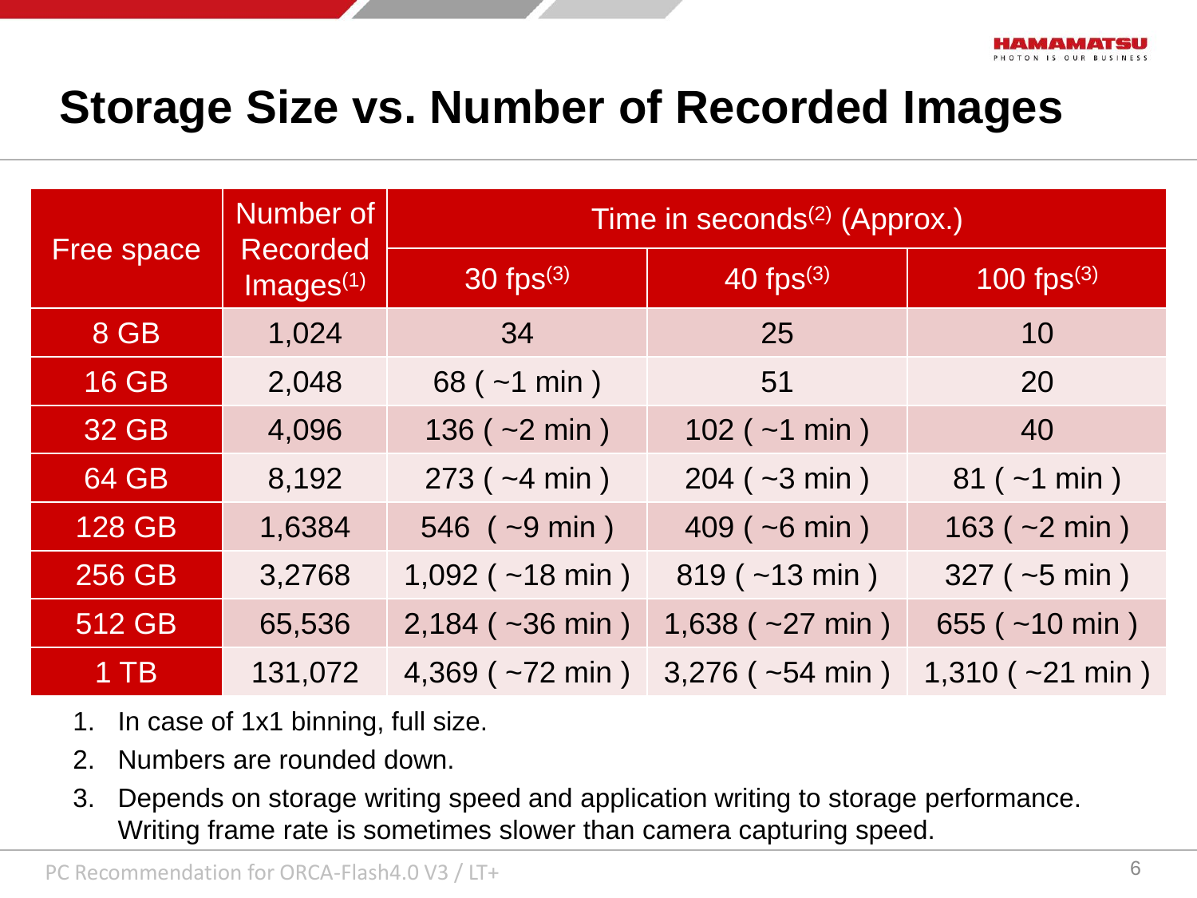# Storage Size vs. Number of Recorded Images

| Free space | Number of Recorded Images[1] | Time in seconds[2] (Approx.) | | |
|---|---|---|---|---|
| | | 30 fps[3] | 40 fps[3] | 100 fps[3] |
| 8 GB | 1,024 | 34 | 25 | 10 |
| 16 GB | 2,048 | 68 ( ~1 min ) | 51 | 20 |
| 32 GB | 4,096 | 136 ( ~2 min ) | 102 ( ~1 min ) | 40 |
| 64 GB | 8,192 | 273 ( ~4 min ) | 204 ( ~3 min ) | 81 ( ~1 min ) |
| 128 GB | 1,6384 | 546 ( ~9 min ) | 409 ( ~6 min ) | 163 ( ~2 min ) |
| 256 GB | 3,2768 | 1,092 ( ~18 min ) | 819 ( ~13 min ) | 327 ( ~5 min ) |
| 512 GB | 65,536 | 2,184 ( ~36 min ) | 1,638 ( ~27 min ) | 655 ( ~10 min ) |
| 1 TB | 131,072 | 4,369 ( ~72 min ) | 3,276 ( ~54 min ) | 1,310 ( ~21 min ) |

1. In case of 1x1 binning, full size.
2. Numbers are rounded down.
3. Depends on storage writing speed and application writing to storage performance. Writing frame rate is sometimes slower than camera capturing speed.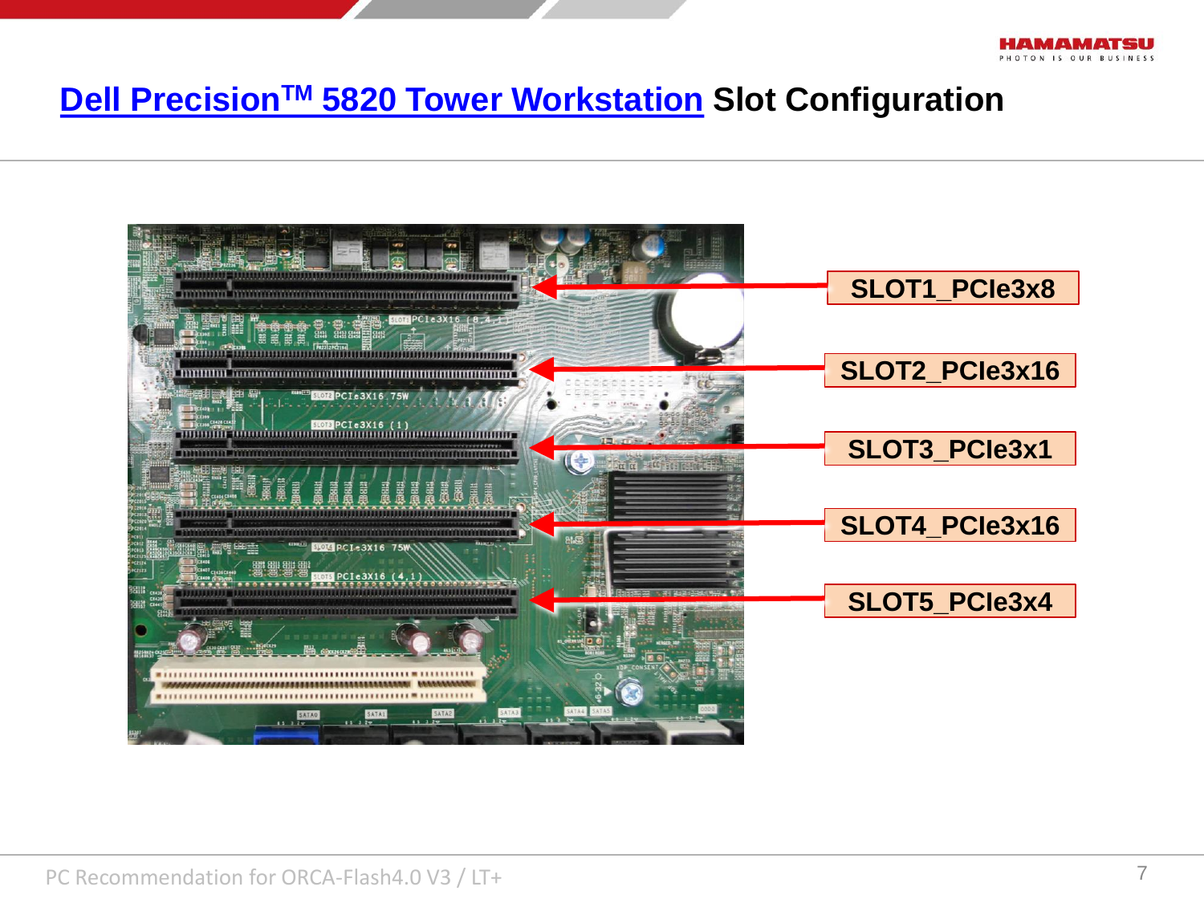# Dell Precision[TM] 5820 Tower Workstation Slot Configuration

SLOT1_PCIe3x8

SLOT2_PCIe3x16

SLOT3_PCIe3x1

SLOT4_PCIe3x16

SLOT5_PCIe3x4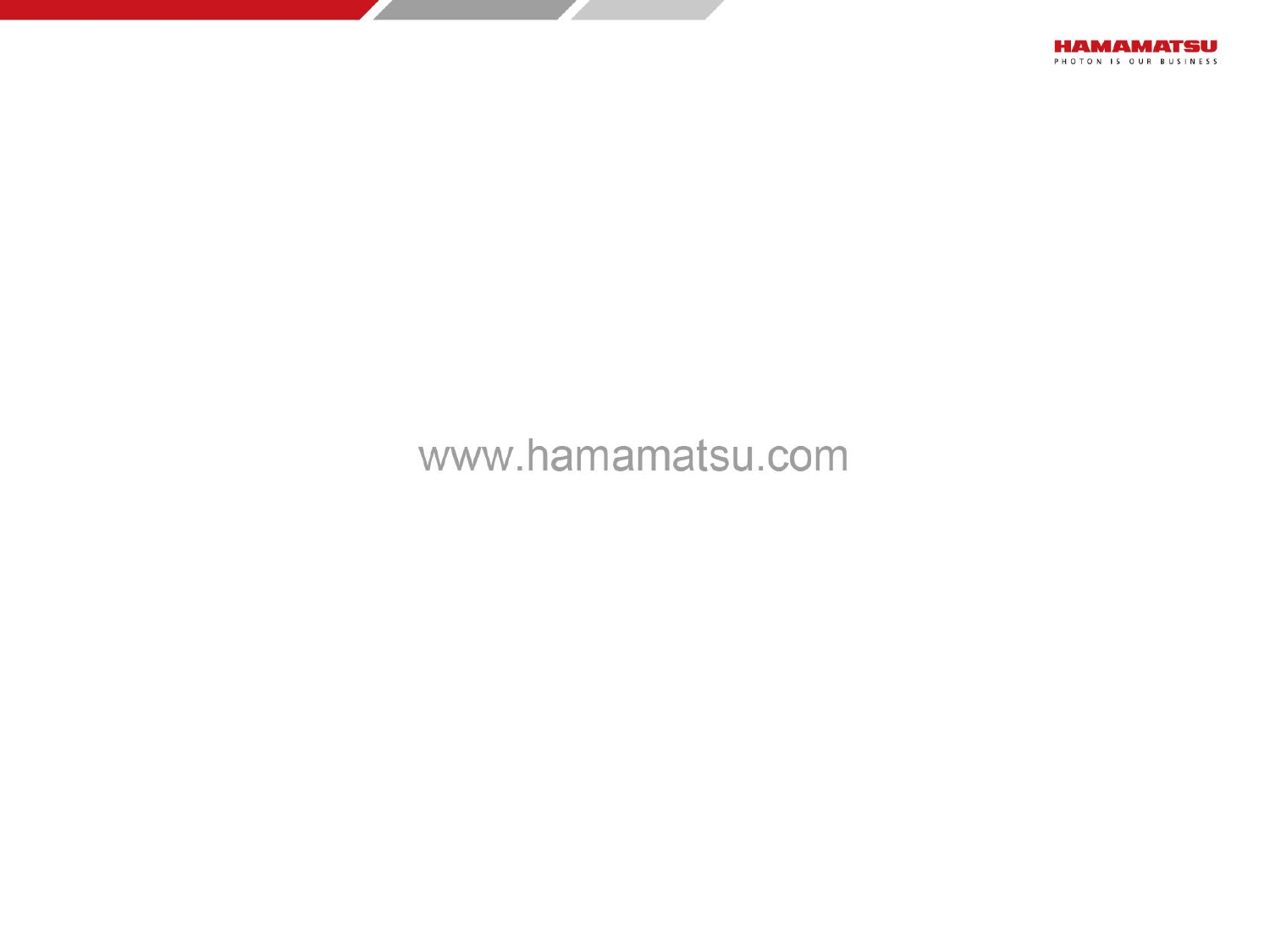www.hamamatsu.com